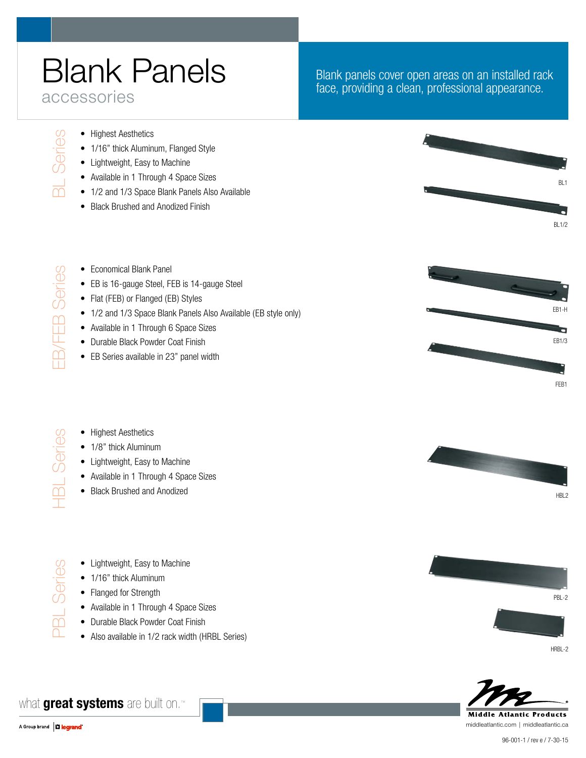# Blank Panels

accessories

Blank panels cover open areas on an installed rack face, providing a clean, professional appearance.

## BL Series

- Highest Aesthetics
- 1/16" thick Aluminum, Flanged Style
- Lightweight, Easy to Machine
- Available in 1 Through 4 Space Sizes
- 1/2 and 1/3 Space Blank Panels Also Available
- Black Brushed and Anodized Finish

BL1

BL1/2

## EB/FEB Series

- Economical Blank Panel
- EB is 16-gauge Steel, FEB is 14-gauge Steel
- Flat (FEB) or Flanged (EB) Styles
- 1/2 and 1/3 Space Blank Panels Also Available (EB style only)
- Available in 1 Through 6 Space Sizes
- Durable Black Powder Coat Finish
- EB Series available in 23" panel width

EB1-H

EB1/3

FEB1

## HBL Series

- Highest Aesthetics
- 1/8" thick Aluminum
- Lightweight, Easy to Machine
- Available in 1 Through 4 Space Sizes
- Black Brushed and Anodized

HBL2

## PBL Series

- Lightweight, Easy to Machine
- 1/16" thick Aluminum
- Flanged for Strength
- Available in 1 Through 4 Space Sizes
- Durable Black Powder Coat Finish
- Also available in 1/2 rack width (HRBL Series)

PBL-2

HRBL-2

what **great systems** are built on.™

A Group brand | legrand

Middle Atlantic Products

middleatlantic.com | middleatlantic.ca

96-001-1 / rev e / 7-30-15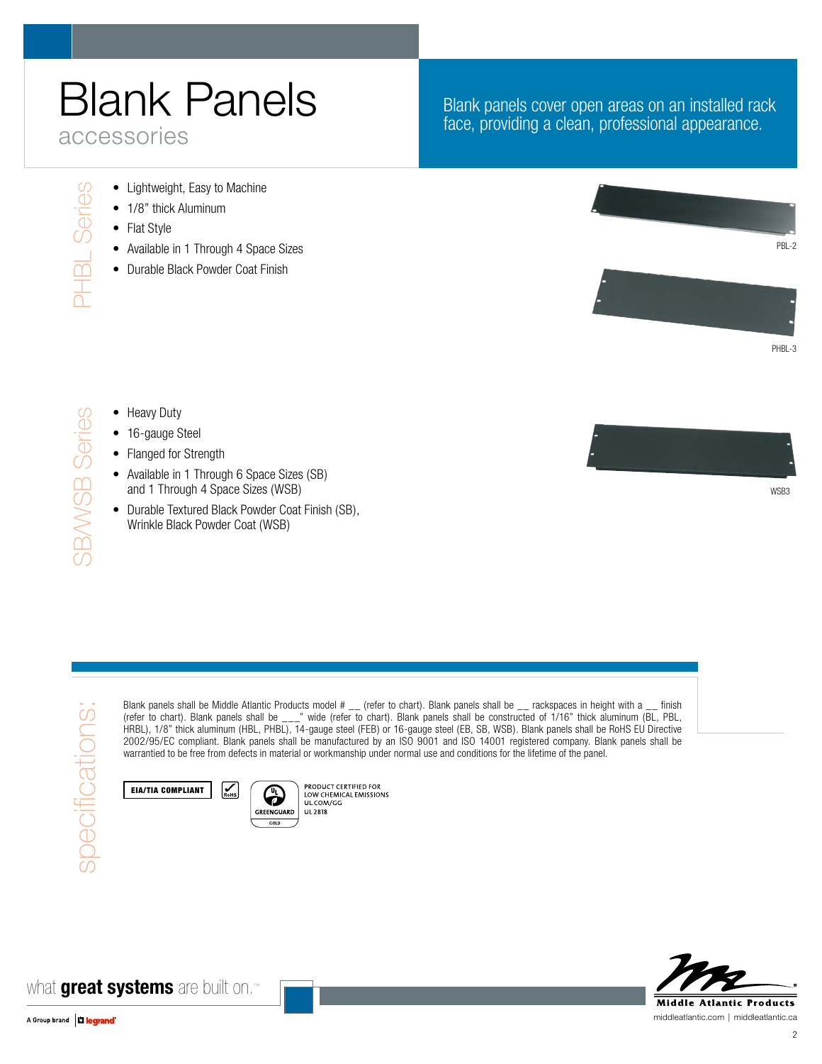# Blank Panels

accessories

Blank panels cover open areas on an installed rack face, providing a clean, professional appearance.

## PHBL Series

- Lightweight, Easy to Machine
- 1/8" thick Aluminum
- Flat Style
- Available in 1 Through 4 Space Sizes
- Durable Black Powder Coat Finish

PBL-2

PHBL-3

## SB/WSB Series

- Heavy Duty
- 16-gauge Steel
- Flanged for Strength
- Available in 1 Through 6 Space Sizes (SB) and 1 Through 4 Space Sizes (WSB)
- Durable Textured Black Powder Coat Finish (SB), Wrinkle Black Powder Coat (WSB)

WSB3

## specifications:

Blank panels shall be Middle Atlantic Products model # __ (refer to chart). Blank panels shall be __ rackspaces in height with a __ finish (refer to chart). Blank panels shall be ___" wide (refer to chart). Blank panels shall be constructed of 1/16" thick aluminum (BL, PBL, HRBL), 1/8" thick aluminum (HBL, PHBL), 14-gauge steel (FEB) or 16-gauge steel (EB, SB, WSB). Blank panels shall be RoHS EU Directive 2002/95/EC compliant. Blank panels shall be manufactured by an ISO 9001 and ISO 14001 registered company. Blank panels shall be warrantied to be free from defects in material or workmanship under normal use and conditions for the lifetime of the panel.

EIA/TIA COMPLIANT

RoHS

GREENGUARD GOLD

PRODUCT CERTIFIED FOR LOW CHEMICAL EMISSIONS
UL.COM/GG
UL 2818

what **great systems** are built on.™

A Group brand legrand

Middle Atlantic Products

middleatlantic.com | middleatlantic.ca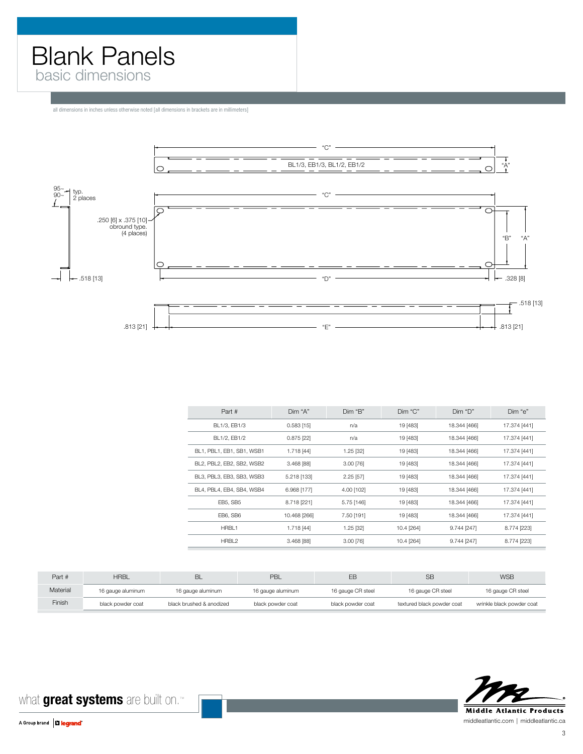# Blank Panels

## basic dimensions

all dimensions in inches unless otherwise noted [all dimensions in brackets are in millimeters]

"C"

BL1/3, EB1/3, BL1/2, EB1/2

"A"

95~
90~
typ.
2 places

.250 [6] x .375 [10]
obround typ.
(4 places)

"B"

.518 [13]

"D"

.328 [8]

.518 [13]

.813 [21]

"E"

.813 [21]

| Part # | Dim "A" | Dim "B" | Dim "C" | Dim "D" | Dim "e" |
|---|---|---|---|---|---|
| BL1/3, EB1/3 | 0.583 [15] | n/a | 19 [483] | 18.344 [466] | 17.374 [441] |
| BL1/2, EB1/2 | 0.875 [22] | n/a | 19 [483] | 18.344 [466] | 17.374 [441] |
| BL1, PBL1, EB1, SB1, WSB1 | 1.718 [44] | 1.25 [32] | 19 [483] | 18.344 [466] | 17.374 [441] |
| BL2, PBL2, EB2, SB2, WSB2 | 3.468 [88] | 3.00 [76] | 19 [483] | 18.344 [466] | 17.374 [441] |
| BL3, PBL3, EB3, SB3, WSB3 | 5.218 [133] | 2.25 [57] | 19 [483] | 18.344 [466] | 17.374 [441] |
| BL4, PBL4, EB4, SB4, WSB4 | 6.968 [177] | 4.00 [102] | 19 [483] | 18.344 [466] | 17.374 [441] |
| EB5, SB5 | 8.718 [221] | 5.75 [146] | 19 [483] | 18.344 [466] | 17.374 [441] |
| EB6, SB6 | 10.468 [266] | 7.50 [191] | 19 [483] | 18.344 [466] | 17.374 [441] |
| HRBL1 | 1.718 [44] | 1.25 [32] | 10.4 [264] | 9.744 [247] | 8.774 [223] |
| HRBL2 | 3.468 [88] | 3.00 [76] | 10.4 [264] | 9.744 [247] | 8.774 [223] |

| Part # | HRBL | BL | PBL | EB | SB | WSB |
|---|---|---|---|---|---|---|
| Material | 16 gauge aluminum | 16 gauge aluminum | 16 gauge aluminum | 16 gauge CR steel | 16 gauge CR steel | 16 gauge CR steel |
| Finish | black powder coat | black brushed & anodized | black powder coat | black powder coat | textured black powder coat | wrinkle black powder coat |

what **great systems** are built on.™

A Group brand legrand

Middle Atlantic Products

middleatlantic.com | middleatlantic.ca